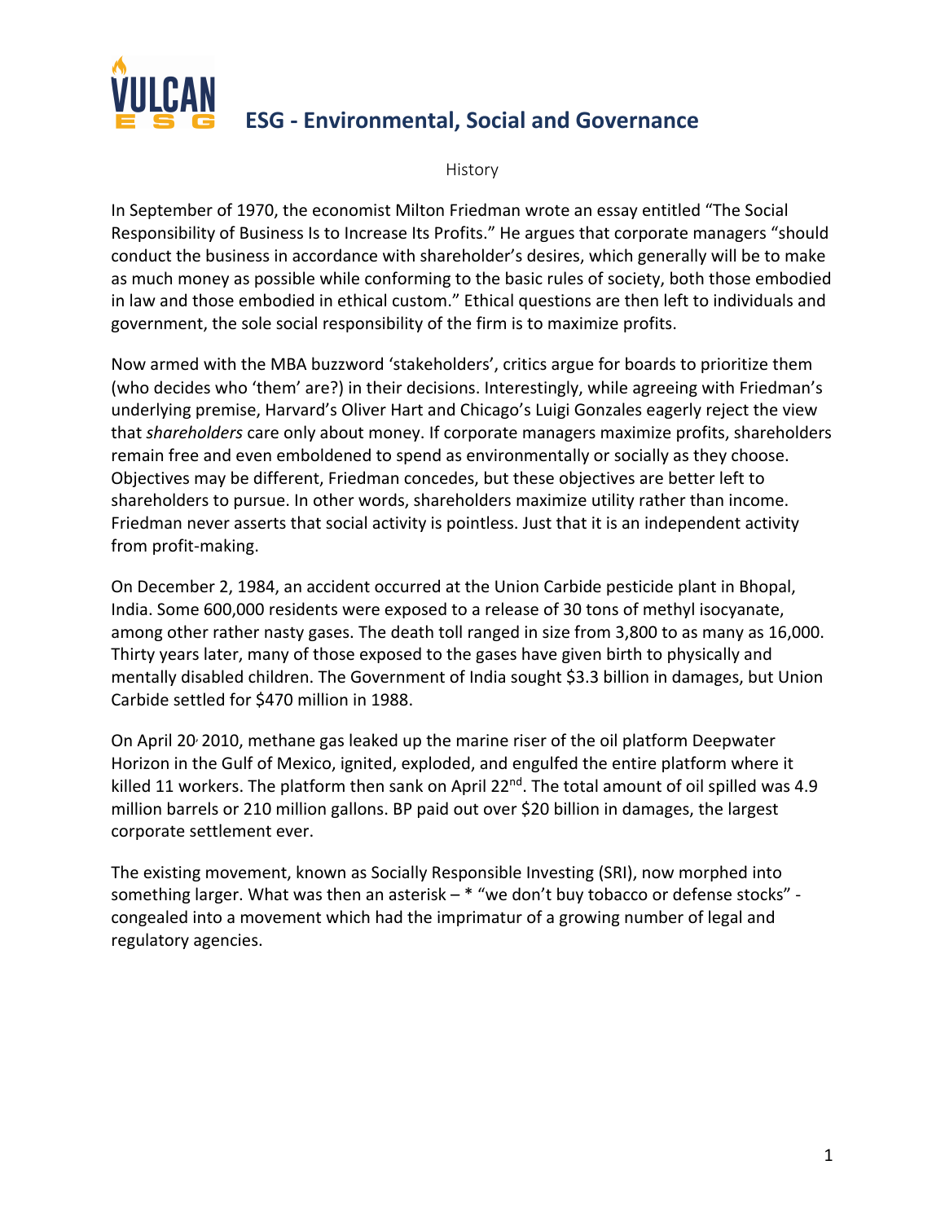# VULCAN ESG

## ESG - Environmental, Social and Governance

History

In September of 1970, the economist Milton Friedman wrote an essay entitled "The Social Responsibility of Business Is to Increase Its Profits." He argues that corporate managers "should conduct the business in accordance with shareholder's desires, which generally will be to make as much money as possible while conforming to the basic rules of society, both those embodied in law and those embodied in ethical custom." Ethical questions are then left to individuals and government, the sole social responsibility of the firm is to maximize profits.

Now armed with the MBA buzzword 'stakeholders', critics argue for boards to prioritize them (who decides who 'them' are?) in their decisions. Interestingly, while agreeing with Friedman's underlying premise, Harvard's Oliver Hart and Chicago's Luigi Gonzales eagerly reject the view that *shareholders* care only about money. If corporate managers maximize profits, shareholders remain free and even emboldened to spend as environmentally or socially as they choose. Objectives may be different, Friedman concedes, but these objectives are better left to shareholders to pursue. In other words, shareholders maximize utility rather than income. Friedman never asserts that social activity is pointless. Just that it is an independent activity from profit-making.

On December 2, 1984, an accident occurred at the Union Carbide pesticide plant in Bhopal, India. Some 600,000 residents were exposed to a release of 30 tons of methyl isocyanate, among other rather nasty gases. The death toll ranged in size from 3,800 to as many as 16,000. Thirty years later, many of those exposed to the gases have given birth to physically and mentally disabled children. The Government of India sought $3.3 billion in damages, but Union Carbide settled for $470 million in 1988.

On April 20, 2010, methane gas leaked up the marine riser of the oil platform Deepwater Horizon in the Gulf of Mexico, ignited, exploded, and engulfed the entire platform where it killed 11 workers. The platform then sank on April 22nd. The total amount of oil spilled was 4.9 million barrels or 210 million gallons. BP paid out over $20 billion in damages, the largest corporate settlement ever.

The existing movement, known as Socially Responsible Investing (SRI), now morphed into something larger. What was then an asterisk – * "we don't buy tobacco or defense stocks" - congealed into a movement which had the imprimatur of a growing number of legal and regulatory agencies.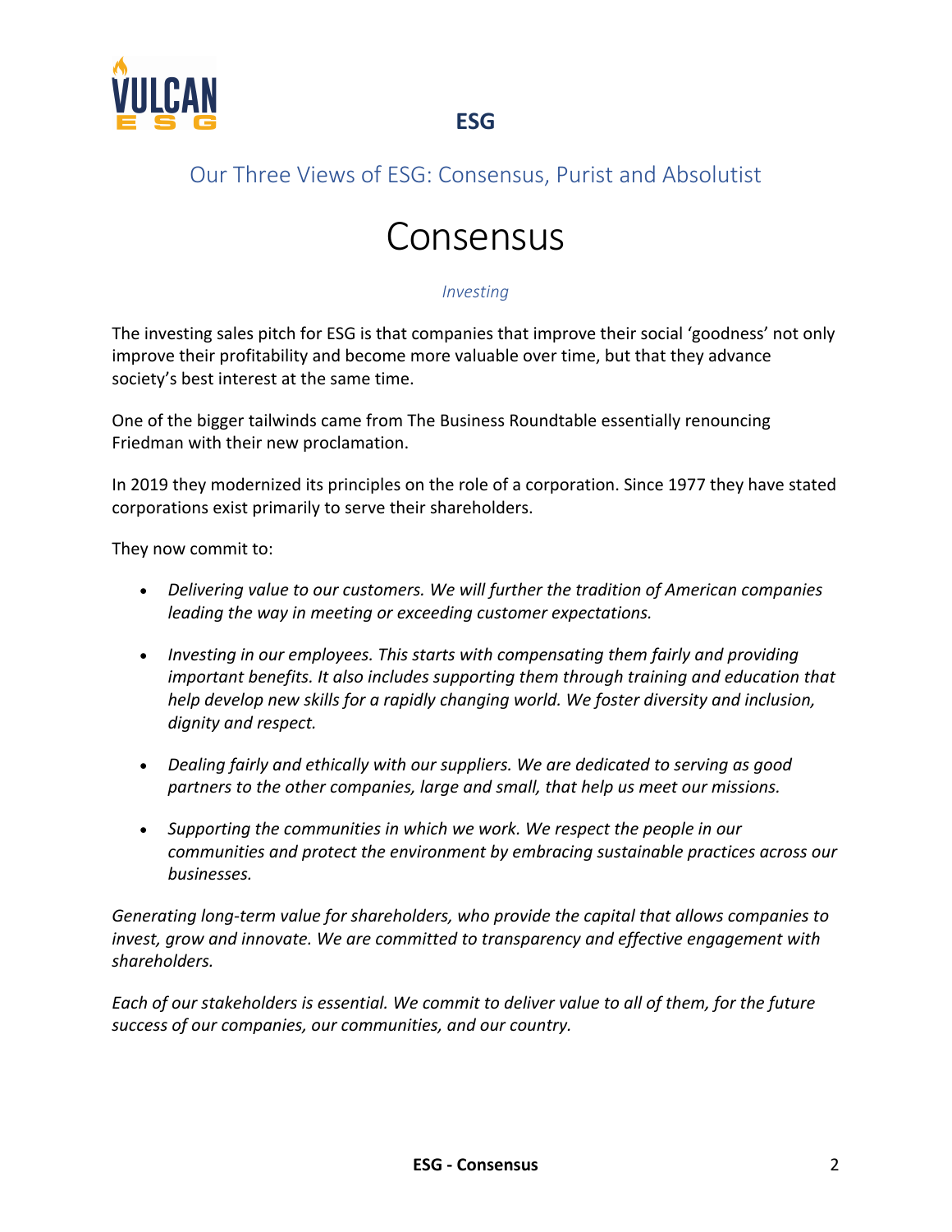## Our Three Views of ESG: Consensus, Purist and Absolutist

# Consensus

*Investing*

The investing sales pitch for ESG is that companies that improve their social 'goodness' not only improve their profitability and become more valuable over time, but that they advance society's best interest at the same time.

One of the bigger tailwinds came from The Business Roundtable essentially renouncing Friedman with their new proclamation.

In 2019 they modernized its principles on the role of a corporation. Since 1977 they have stated corporations exist primarily to serve their shareholders.

They now commit to:

- *Delivering value to our customers. We will further the tradition of American companies leading the way in meeting or exceeding customer expectations.*
- *Investing in our employees. This starts with compensating them fairly and providing important benefits. It also includes supporting them through training and education that help develop new skills for a rapidly changing world. We foster diversity and inclusion, dignity and respect.*
- *Dealing fairly and ethically with our suppliers. We are dedicated to serving as good partners to the other companies, large and small, that help us meet our missions.*
- *Supporting the communities in which we work. We respect the people in our communities and protect the environment by embracing sustainable practices across our businesses.*

*Generating long-term value for shareholders, who provide the capital that allows companies to invest, grow and innovate. We are committed to transparency and effective engagement with shareholders.*

*Each of our stakeholders is essential. We commit to deliver value to all of them, for the future success of our companies, our communities, and our country.*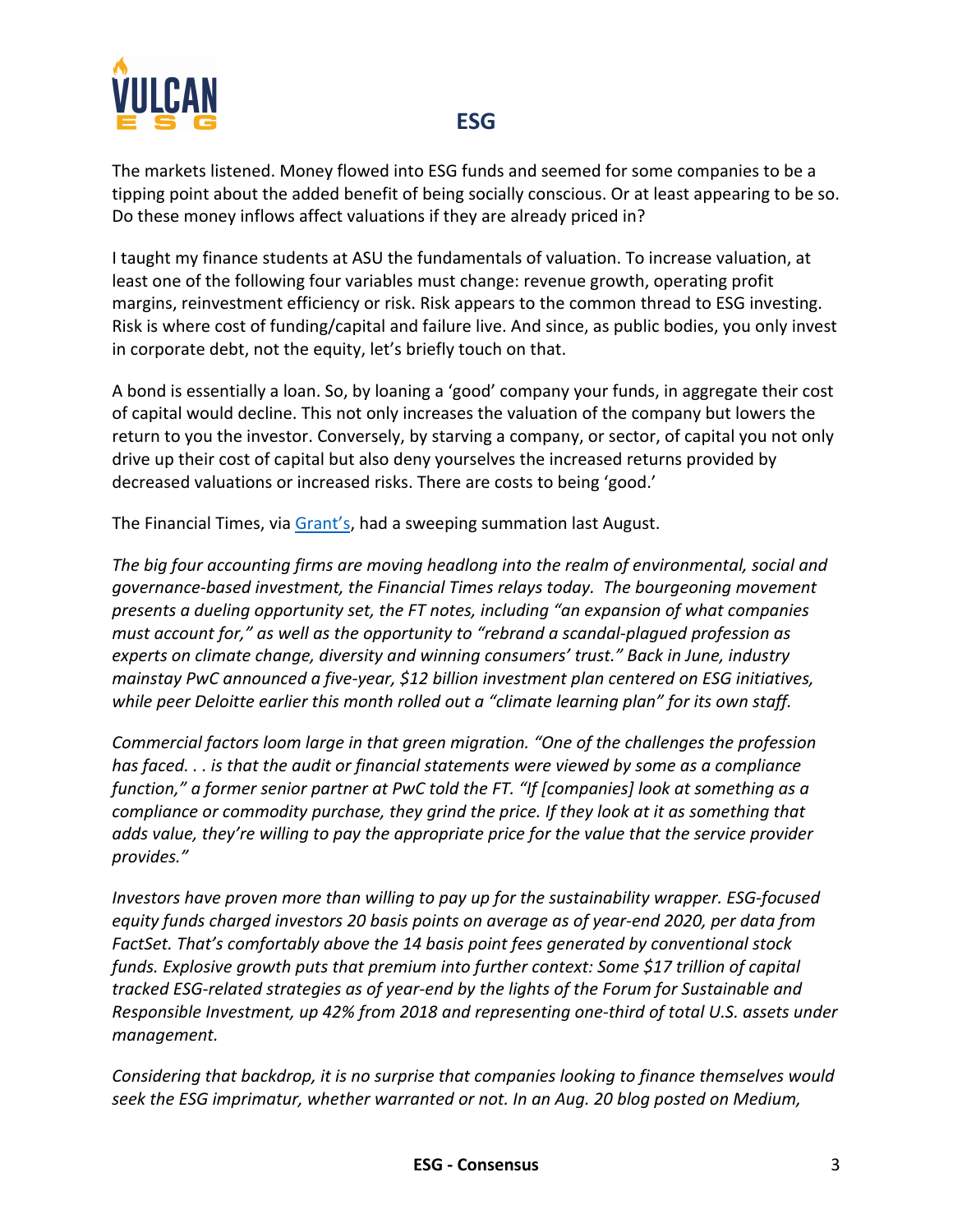The markets listened. Money flowed into ESG funds and seemed for some companies to be a tipping point about the added benefit of being socially conscious. Or at least appearing to be so. Do these money inflows affect valuations if they are already priced in?

I taught my finance students at ASU the fundamentals of valuation. To increase valuation, at least one of the following four variables must change: revenue growth, operating profit margins, reinvestment efficiency or risk. Risk appears to the common thread to ESG investing. Risk is where cost of funding/capital and failure live. And since, as public bodies, you only invest in corporate debt, not the equity, let's briefly touch on that.

A bond is essentially a loan. So, by loaning a 'good' company your funds, in aggregate their cost of capital would decline. This not only increases the valuation of the company but lowers the return to you the investor. Conversely, by starving a company, or sector, of capital you not only drive up their cost of capital but also deny yourselves the increased returns provided by decreased valuations or increased risks. There are costs to being 'good.'

The Financial Times, via [Grant's](), had a sweeping summation last August.

*The big four accounting firms are moving headlong into the realm of environmental, social and governance-based investment, the Financial Times relays today. The bourgeoning movement presents a dueling opportunity set, the FT notes, including "an expansion of what companies must account for," as well as the opportunity to "rebrand a scandal-plagued profession as experts on climate change, diversity and winning consumers' trust." Back in June, industry mainstay PwC announced a five-year, $12 billion investment plan centered on ESG initiatives, while peer Deloitte earlier this month rolled out a "climate learning plan" for its own staff.*

*Commercial factors loom large in that green migration. "One of the challenges the profession has faced. . . is that the audit or financial statements were viewed by some as a compliance function," a former senior partner at PwC told the FT. "If [companies] look at something as a compliance or commodity purchase, they grind the price. If they look at it as something that adds value, they're willing to pay the appropriate price for the value that the service provider provides."*

*Investors have proven more than willing to pay up for the sustainability wrapper. ESG-focused equity funds charged investors 20 basis points on average as of year-end 2020, per data from FactSet. That's comfortably above the 14 basis point fees generated by conventional stock funds. Explosive growth puts that premium into further context: Some $17 trillion of capital tracked ESG-related strategies as of year-end by the lights of the Forum for Sustainable and Responsible Investment, up 42% from 2018 and representing one-third of total U.S. assets under management.*

*Considering that backdrop, it is no surprise that companies looking to finance themselves would seek the ESG imprimatur, whether warranted or not. In an Aug. 20 blog posted on Medium,*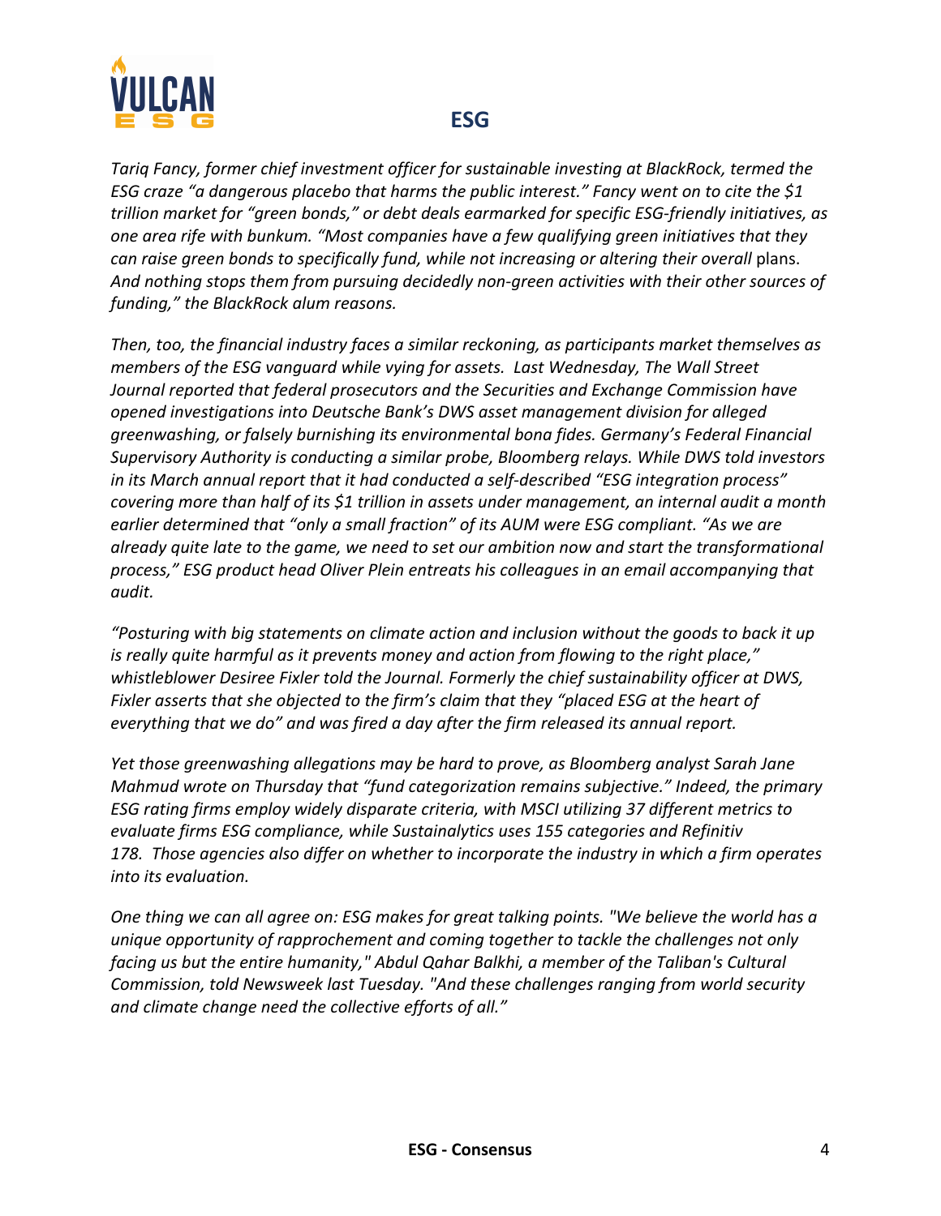## ESG

*Tariq Fancy, former chief investment officer for sustainable investing at BlackRock, termed the ESG craze "a dangerous placebo that harms the public interest." Fancy went on to cite the $1 trillion market for "green bonds," or debt deals earmarked for specific ESG-friendly initiatives, as one area rife with bunkum. "Most companies have a few qualifying green initiatives that they can raise green bonds to specifically fund, while not increasing or altering their overall* plans. *And nothing stops them from pursuing decidedly non-green activities with their other sources of funding," the BlackRock alum reasons.*

*Then, too, the financial industry faces a similar reckoning, as participants market themselves as members of the ESG vanguard while vying for assets. Last Wednesday, The Wall Street Journal reported that federal prosecutors and the Securities and Exchange Commission have opened investigations into Deutsche Bank's DWS asset management division for alleged greenwashing, or falsely burnishing its environmental bona fides. Germany's Federal Financial Supervisory Authority is conducting a similar probe, Bloomberg relays. While DWS told investors in its March annual report that it had conducted a self-described "ESG integration process" covering more than half of its $1 trillion in assets under management, an internal audit a month earlier determined that "only a small fraction" of its AUM were ESG compliant. "As we are already quite late to the game, we need to set our ambition now and start the transformational process," ESG product head Oliver Plein entreats his colleagues in an email accompanying that audit.*

*"Posturing with big statements on climate action and inclusion without the goods to back it up is really quite harmful as it prevents money and action from flowing to the right place," whistleblower Desiree Fixler told the Journal. Formerly the chief sustainability officer at DWS, Fixler asserts that she objected to the firm's claim that they "placed ESG at the heart of everything that we do" and was fired a day after the firm released its annual report.*

*Yet those greenwashing allegations may be hard to prove, as Bloomberg analyst Sarah Jane Mahmud wrote on Thursday that "fund categorization remains subjective." Indeed, the primary ESG rating firms employ widely disparate criteria, with MSCI utilizing 37 different metrics to evaluate firms ESG compliance, while Sustainalytics uses 155 categories and Refinitiv 178. Those agencies also differ on whether to incorporate the industry in which a firm operates into its evaluation.*

*One thing we can all agree on: ESG makes for great talking points. "We believe the world has a unique opportunity of rapprochement and coming together to tackle the challenges not only facing us but the entire humanity," Abdul Qahar Balkhi, a member of the Taliban's Cultural Commission, told Newsweek last Tuesday. "And these challenges ranging from world security and climate change need the collective efforts of all."*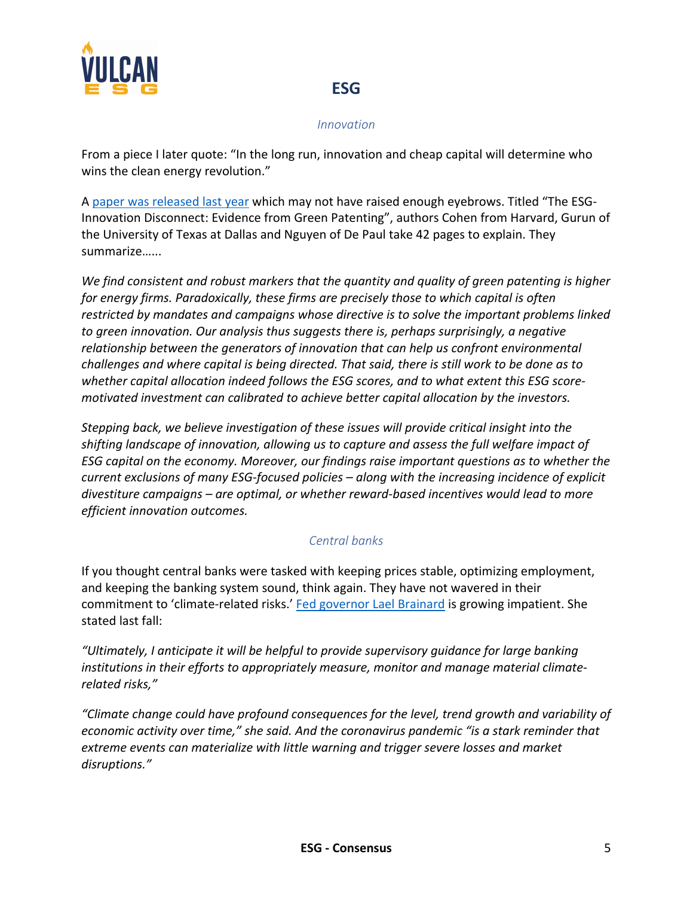## ESG

*Innovation*

From a piece I later quote: "In the long run, innovation and cheap capital will determine who wins the clean energy revolution."

A [paper was released last year] which may not have raised enough eyebrows. Titled "The ESG-Innovation Disconnect: Evidence from Green Patenting", authors Cohen from Harvard, Gurun of the University of Texas at Dallas and Nguyen of De Paul take 42 pages to explain. They summarize……

*We find consistent and robust markers that the quantity and quality of green patenting is higher for energy firms. Paradoxically, these firms are precisely those to which capital is often restricted by mandates and campaigns whose directive is to solve the important problems linked to green innovation. Our analysis thus suggests there is, perhaps surprisingly, a negative relationship between the generators of innovation that can help us confront environmental challenges and where capital is being directed. That said, there is still work to be done as to whether capital allocation indeed follows the ESG scores, and to what extent this ESG score-motivated investment can calibrated to achieve better capital allocation by the investors.*

*Stepping back, we believe investigation of these issues will provide critical insight into the shifting landscape of innovation, allowing us to capture and assess the full welfare impact of ESG capital on the economy. Moreover, our findings raise important questions as to whether the current exclusions of many ESG-focused policies – along with the increasing incidence of explicit divestiture campaigns – are optimal, or whether reward-based incentives would lead to more efficient innovation outcomes.*

*Central banks*

If you thought central banks were tasked with keeping prices stable, optimizing employment, and keeping the banking system sound, think again. They have not wavered in their commitment to 'climate-related risks.' [Fed governor Lael Brainard] is growing impatient. She stated last fall:

*"Ultimately, I anticipate it will be helpful to provide supervisory guidance for large banking institutions in their efforts to appropriately measure, monitor and manage material climate-related risks,"*

*"Climate change could have profound consequences for the level, trend growth and variability of economic activity over time," she said. And the coronavirus pandemic "is a stark reminder that extreme events can materialize with little warning and trigger severe losses and market disruptions."*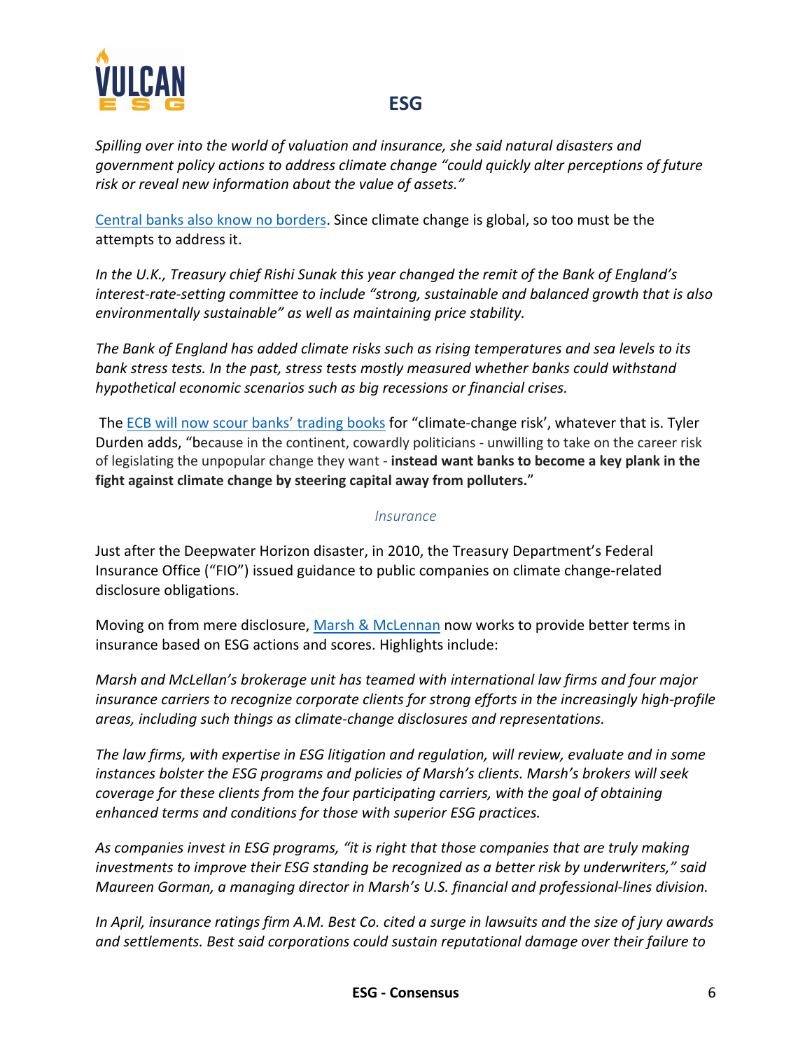*Spilling over into the world of valuation and insurance, she said natural disasters and government policy actions to address climate change "could quickly alter perceptions of future risk or reveal new information about the value of assets."*

Central banks also know no borders. Since climate change is global, so too must be the attempts to address it.

*In the U.K., Treasury chief Rishi Sunak this year changed the remit of the Bank of England's interest-rate-setting committee to include "strong, sustainable and balanced growth that is also environmentally sustainable" as well as maintaining price stability.*

*The Bank of England has added climate risks such as rising temperatures and sea levels to its bank stress tests. In the past, stress tests mostly measured whether banks could withstand hypothetical economic scenarios such as big recessions or financial crises.*

The ECB will now scour banks' trading books for "climate-change risk', whatever that is. Tyler Durden adds, "because in the continent, cowardly politicians - unwilling to take on the career risk of legislating the unpopular change they want - **instead want banks to become a key plank in the fight against climate change by steering capital away from polluters.**"

### *Insurance*

Just after the Deepwater Horizon disaster, in 2010, the Treasury Department's Federal Insurance Office ("FIO") issued guidance to public companies on climate change-related disclosure obligations.

Moving on from mere disclosure, Marsh & McLennan now works to provide better terms in insurance based on ESG actions and scores. Highlights include:

*Marsh and McLellan's brokerage unit has teamed with international law firms and four major insurance carriers to recognize corporate clients for strong efforts in the increasingly high-profile areas, including such things as climate-change disclosures and representations.*

*The law firms, with expertise in ESG litigation and regulation, will review, evaluate and in some instances bolster the ESG programs and policies of Marsh's clients. Marsh's brokers will seek coverage for these clients from the four participating carriers, with the goal of obtaining enhanced terms and conditions for those with superior ESG practices.*

*As companies invest in ESG programs, "it is right that those companies that are truly making investments to improve their ESG standing be recognized as a better risk by underwriters," said Maureen Gorman, a managing director in Marsh's U.S. financial and professional-lines division.*

*In April, insurance ratings firm A.M. Best Co. cited a surge in lawsuits and the size of jury awards and settlements. Best said corporations could sustain reputational damage over their failure to*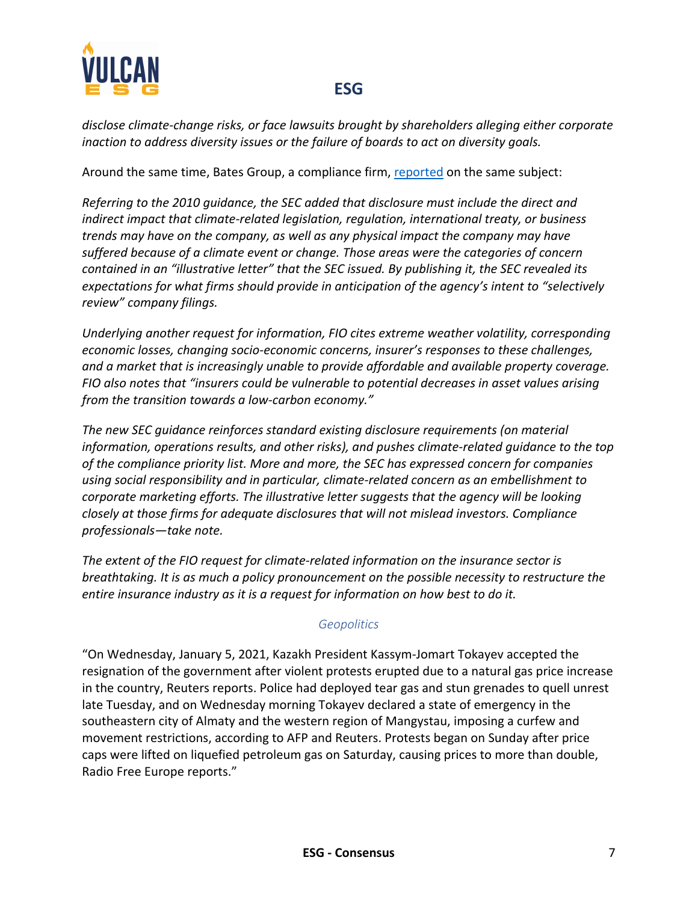*disclose climate-change risks, or face lawsuits brought by shareholders alleging either corporate inaction to address diversity issues or the failure of boards to act on diversity goals.*

Around the same time, Bates Group, a compliance firm, [reported](reported) on the same subject:

*Referring to the 2010 guidance, the SEC added that disclosure must include the direct and indirect impact that climate-related legislation, regulation, international treaty, or business trends may have on the company, as well as any physical impact the company may have suffered because of a climate event or change. Those areas were the categories of concern contained in an "illustrative letter" that the SEC issued. By publishing it, the SEC revealed its expectations for what firms should provide in anticipation of the agency's intent to "selectively review" company filings.*

*Underlying another request for information, FIO cites extreme weather volatility, corresponding economic losses, changing socio-economic concerns, insurer's responses to these challenges, and a market that is increasingly unable to provide affordable and available property coverage. FIO also notes that "insurers could be vulnerable to potential decreases in asset values arising from the transition towards a low-carbon economy."*

*The new SEC guidance reinforces standard existing disclosure requirements (on material information, operations results, and other risks), and pushes climate-related guidance to the top of the compliance priority list. More and more, the SEC has expressed concern for companies using social responsibility and in particular, climate-related concern as an embellishment to corporate marketing efforts. The illustrative letter suggests that the agency will be looking closely at those firms for adequate disclosures that will not mislead investors. Compliance professionals—take note.*

*The extent of the FIO request for climate-related information on the insurance sector is breathtaking. It is as much a policy pronouncement on the possible necessity to restructure the entire insurance industry as it is a request for information on how best to do it.*

### Geopolitics

"On Wednesday, January 5, 2021, Kazakh President Kassym-Jomart Tokayev accepted the resignation of the government after violent protests erupted due to a natural gas price increase in the country, Reuters reports. Police had deployed tear gas and stun grenades to quell unrest late Tuesday, and on Wednesday morning Tokayev declared a state of emergency in the southeastern city of Almaty and the western region of Mangystau, imposing a curfew and movement restrictions, according to AFP and Reuters. Protests began on Sunday after price caps were lifted on liquefied petroleum gas on Saturday, causing prices to more than double, Radio Free Europe reports."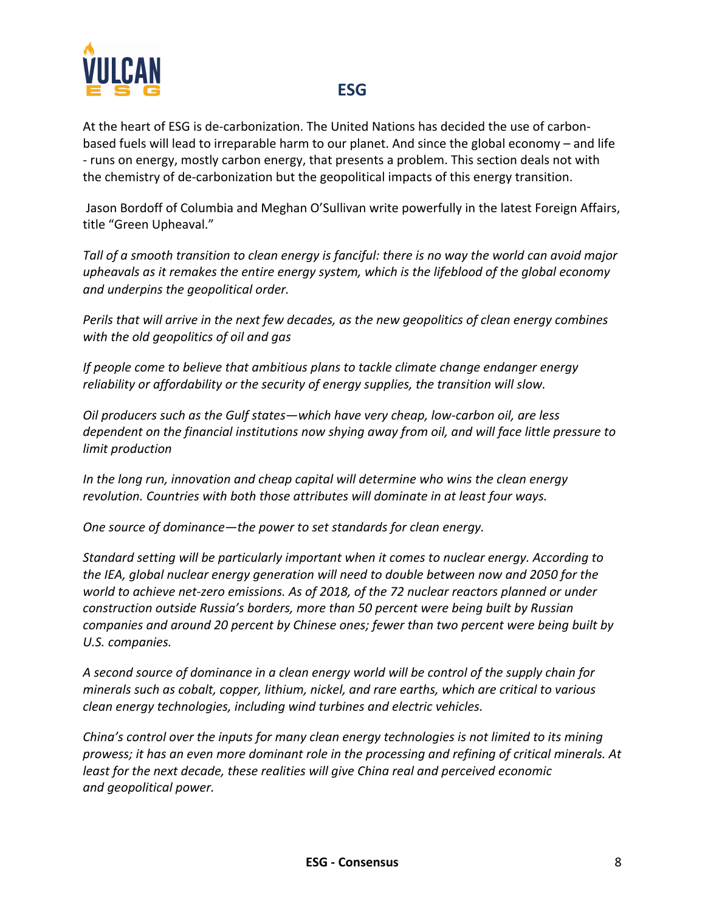## ESG

At the heart of ESG is de-carbonization. The United Nations has decided the use of carbon-based fuels will lead to irreparable harm to our planet. And since the global economy – and life - runs on energy, mostly carbon energy, that presents a problem. This section deals not with the chemistry of de-carbonization but the geopolitical impacts of this energy transition.

Jason Bordoff of Columbia and Meghan O'Sullivan write powerfully in the latest Foreign Affairs, title "Green Upheaval."

*Tall of a smooth transition to clean energy is fanciful: there is no way the world can avoid major upheavals as it remakes the entire energy system, which is the lifeblood of the global economy and underpins the geopolitical order.*

*Perils that will arrive in the next few decades, as the new geopolitics of clean energy combines with the old geopolitics of oil and gas*

*If people come to believe that ambitious plans to tackle climate change endanger energy reliability or affordability or the security of energy supplies, the transition will slow.*

*Oil producers such as the Gulf states—which have very cheap, low-carbon oil, are less dependent on the financial institutions now shying away from oil, and will face little pressure to limit production*

*In the long run, innovation and cheap capital will determine who wins the clean energy revolution. Countries with both those attributes will dominate in at least four ways.*

*One source of dominance—the power to set standards for clean energy.*

*Standard setting will be particularly important when it comes to nuclear energy. According to the IEA, global nuclear energy generation will need to double between now and 2050 for the world to achieve net-zero emissions. As of 2018, of the 72 nuclear reactors planned or under construction outside Russia's borders, more than 50 percent were being built by Russian companies and around 20 percent by Chinese ones; fewer than two percent were being built by U.S. companies.*

*A second source of dominance in a clean energy world will be control of the supply chain for minerals such as cobalt, copper, lithium, nickel, and rare earths, which are critical to various clean energy technologies, including wind turbines and electric vehicles.*

*China's control over the inputs for many clean energy technologies is not limited to its mining prowess; it has an even more dominant role in the processing and refining of critical minerals. At least for the next decade, these realities will give China real and perceived economic and geopolitical power.*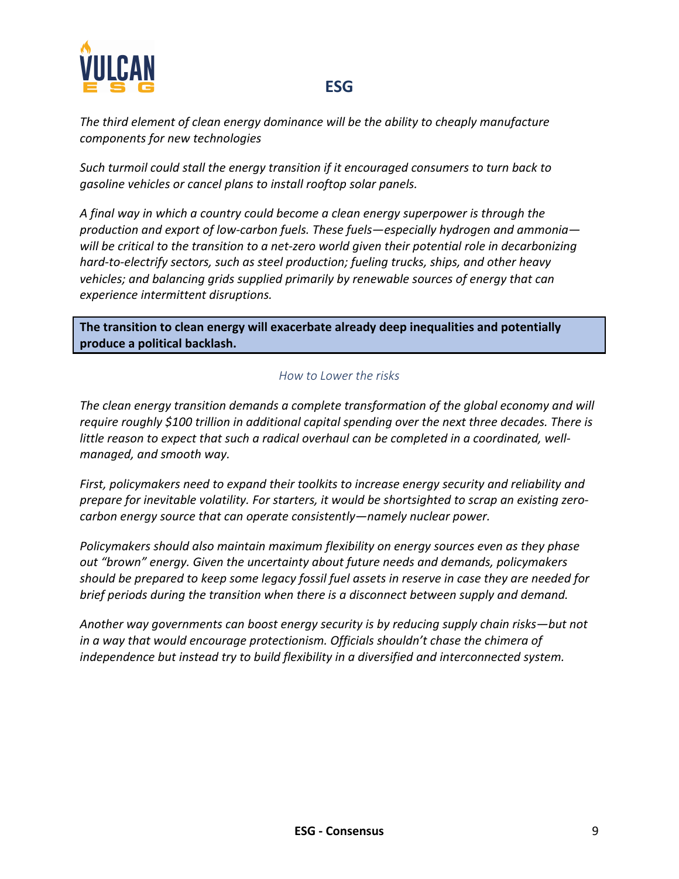*The third element of clean energy dominance will be the ability to cheaply manufacture components for new technologies*

*Such turmoil could stall the energy transition if it encouraged consumers to turn back to gasoline vehicles or cancel plans to install rooftop solar panels.*

*A final way in which a country could become a clean energy superpower is through the production and export of low-carbon fuels. These fuels—especially hydrogen and ammonia—will be critical to the transition to a net-zero world given their potential role in decarbonizing hard-to-electrify sectors, such as steel production; fueling trucks, ships, and other heavy vehicles; and balancing grids supplied primarily by renewable sources of energy that can experience intermittent disruptions.*

**The transition to clean energy will exacerbate already deep inequalities and potentially produce a political backlash.**

## *How to Lower the risks*

*The clean energy transition demands a complete transformation of the global economy and will require roughly $100 trillion in additional capital spending over the next three decades. There is little reason to expect that such a radical overhaul can be completed in a coordinated, well-managed, and smooth way.*

*First, policymakers need to expand their toolkits to increase energy security and reliability and prepare for inevitable volatility. For starters, it would be shortsighted to scrap an existing zero-carbon energy source that can operate consistently—namely nuclear power.*

*Policymakers should also maintain maximum flexibility on energy sources even as they phase out “brown” energy. Given the uncertainty about future needs and demands, policymakers should be prepared to keep some legacy fossil fuel assets in reserve in case they are needed for brief periods during the transition when there is a disconnect between supply and demand.*

*Another way governments can boost energy security is by reducing supply chain risks—but not in a way that would encourage protectionism. Officials shouldn’t chase the chimera of independence but instead try to build flexibility in a diversified and interconnected system.*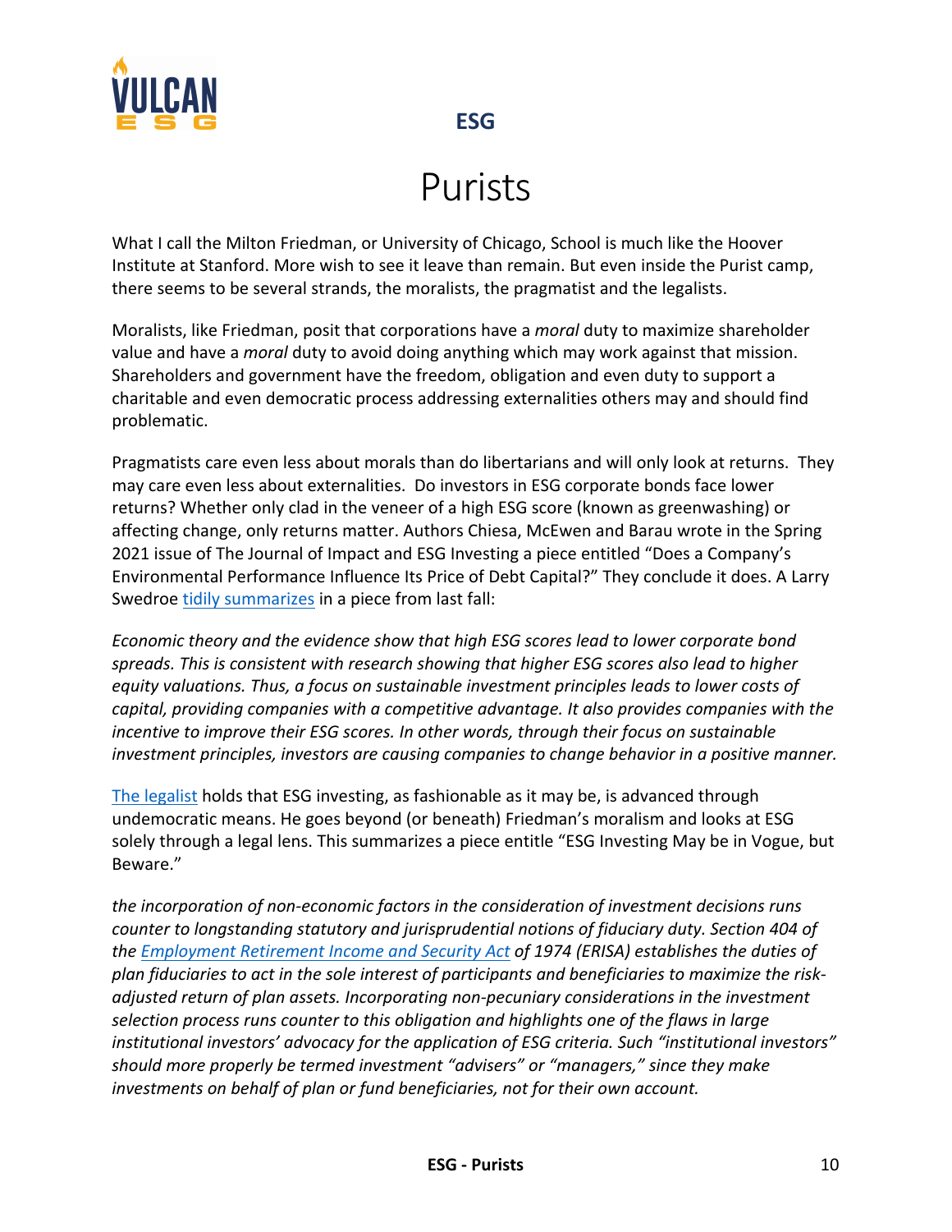# Purists

What I call the Milton Friedman, or University of Chicago, School is much like the Hoover Institute at Stanford. More wish to see it leave than remain. But even inside the Purist camp, there seems to be several strands, the moralists, the pragmatist and the legalists.

Moralists, like Friedman, posit that corporations have a *moral* duty to maximize shareholder value and have a *moral* duty to avoid doing anything which may work against that mission. Shareholders and government have the freedom, obligation and even duty to support a charitable and even democratic process addressing externalities others may and should find problematic.

Pragmatists care even less about morals than do libertarians and will only look at returns. They may care even less about externalities. Do investors in ESG corporate bonds face lower returns? Whether only clad in the veneer of a high ESG score (known as greenwashing) or affecting change, only returns matter. Authors Chiesa, McEwen and Barau wrote in the Spring 2021 issue of The Journal of Impact and ESG Investing a piece entitled "Does a Company's Environmental Performance Influence Its Price of Debt Capital?" They conclude it does. A Larry Swedroe tidily summarizes in a piece from last fall:

*Economic theory and the evidence show that high ESG scores lead to lower corporate bond spreads. This is consistent with research showing that higher ESG scores also lead to higher equity valuations. Thus, a focus on sustainable investment principles leads to lower costs of capital, providing companies with a competitive advantage. It also provides companies with the incentive to improve their ESG scores. In other words, through their focus on sustainable investment principles, investors are causing companies to change behavior in a positive manner.*

The legalist holds that ESG investing, as fashionable as it may be, is advanced through undemocratic means. He goes beyond (or beneath) Friedman's moralism and looks at ESG solely through a legal lens. This summarizes a piece entitle "ESG Investing May be in Vogue, but Beware."

*the incorporation of non-economic factors in the consideration of investment decisions runs counter to longstanding statutory and jurisprudential notions of fiduciary duty. Section 404 of the Employment Retirement Income and Security Act of 1974 (ERISA) establishes the duties of plan fiduciaries to act in the sole interest of participants and beneficiaries to maximize the risk-adjusted return of plan assets. Incorporating non-pecuniary considerations in the investment selection process runs counter to this obligation and highlights one of the flaws in large institutional investors' advocacy for the application of ESG criteria. Such "institutional investors" should more properly be termed investment "advisers" or "managers," since they make investments on behalf of plan or fund beneficiaries, not for their own account.*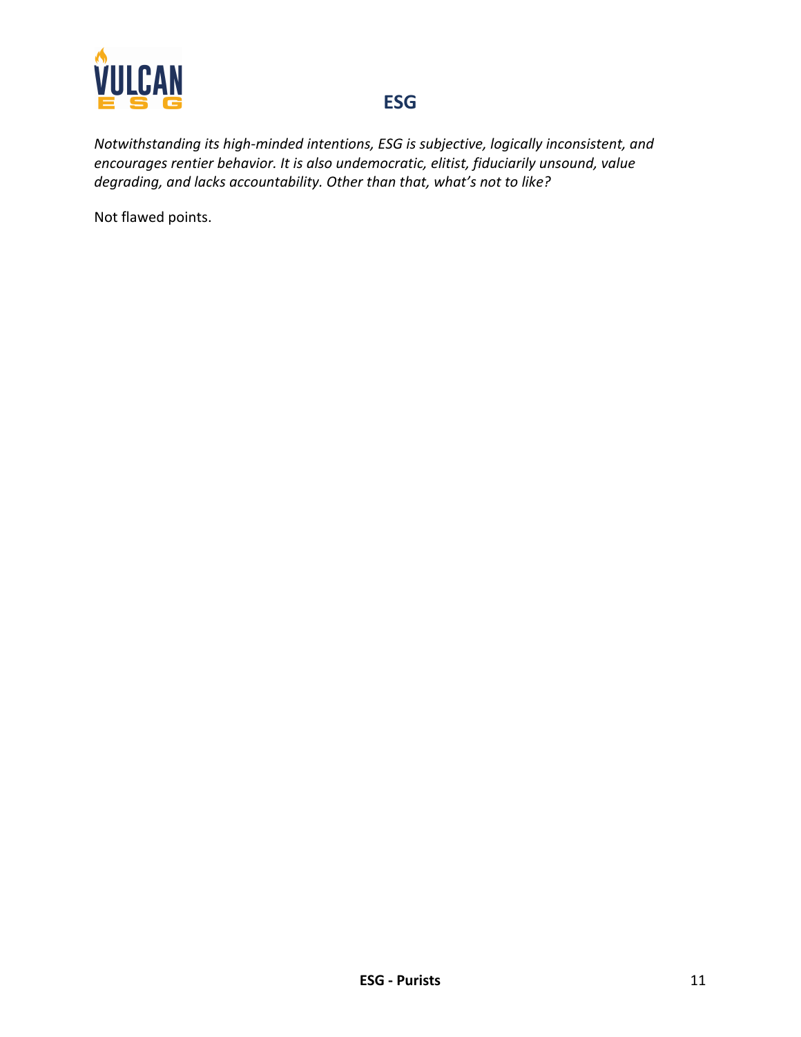## ESG

*Notwithstanding its high-minded intentions, ESG is subjective, logically inconsistent, and encourages rentier behavior. It is also undemocratic, elitist, fiduciarily unsound, value degrading, and lacks accountability. Other than that, what's not to like?*

Not flawed points.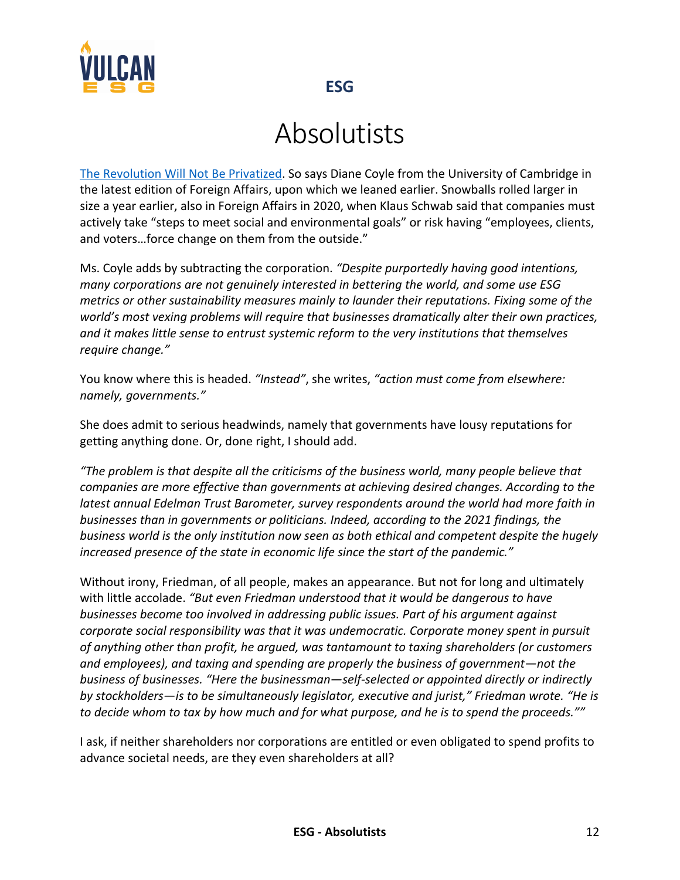# Absolutists

The Revolution Will Not Be Privatized. So says Diane Coyle from the University of Cambridge in the latest edition of Foreign Affairs, upon which we leaned earlier. Snowballs rolled larger in size a year earlier, also in Foreign Affairs in 2020, when Klaus Schwab said that companies must actively take "steps to meet social and environmental goals" or risk having "employees, clients, and voters…force change on them from the outside."

Ms. Coyle adds by subtracting the corporation. *"Despite purportedly having good intentions, many corporations are not genuinely interested in bettering the world, and some use ESG metrics or other sustainability measures mainly to launder their reputations. Fixing some of the world's most vexing problems will require that businesses dramatically alter their own practices, and it makes little sense to entrust systemic reform to the very institutions that themselves require change."*

You know where this is headed. *"Instead"*, she writes, *"action must come from elsewhere: namely, governments."*

She does admit to serious headwinds, namely that governments have lousy reputations for getting anything done. Or, done right, I should add.

*"The problem is that despite all the criticisms of the business world, many people believe that companies are more effective than governments at achieving desired changes. According to the latest annual Edelman Trust Barometer, survey respondents around the world had more faith in businesses than in governments or politicians. Indeed, according to the 2021 findings, the business world is the only institution now seen as both ethical and competent despite the hugely increased presence of the state in economic life since the start of the pandemic."*

Without irony, Friedman, of all people, makes an appearance. But not for long and ultimately with little accolade. *"But even Friedman understood that it would be dangerous to have businesses become too involved in addressing public issues. Part of his argument against corporate social responsibility was that it was undemocratic. Corporate money spent in pursuit of anything other than profit, he argued, was tantamount to taxing shareholders (or customers and employees), and taxing and spending are properly the business of government—not the business of businesses. "Here the businessman—self-selected or appointed directly or indirectly by stockholders—is to be simultaneously legislator, executive and jurist," Friedman wrote. "He is to decide whom to tax by how much and for what purpose, and he is to spend the proceeds.""*

I ask, if neither shareholders nor corporations are entitled or even obligated to spend profits to advance societal needs, are they even shareholders at all?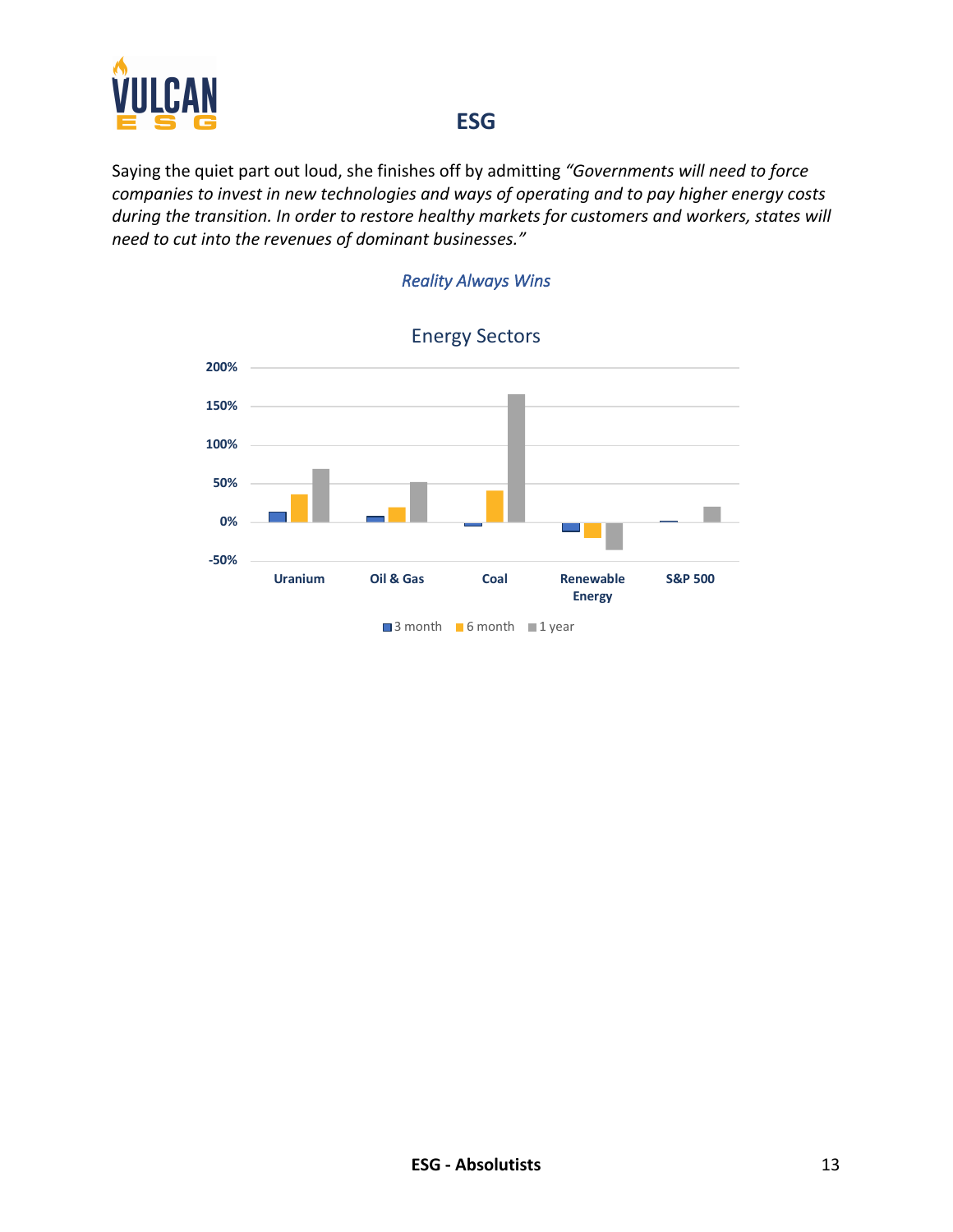## ESG

Saying the quiet part out loud, she finishes off by admitting *"Governments will need to force companies to invest in new technologies and ways of operating and to pay higher energy costs during the transition. In order to restore healthy markets for customers and workers, states will need to cut into the revenues of dominant businesses."*

*Reality Always Wins*

Energy Sectors

200%
150%
100%
50%
0%
-50%

Uranium | Oil & Gas | Coal | Renewable Energy | S&P 500

3 month | 6 month | 1 year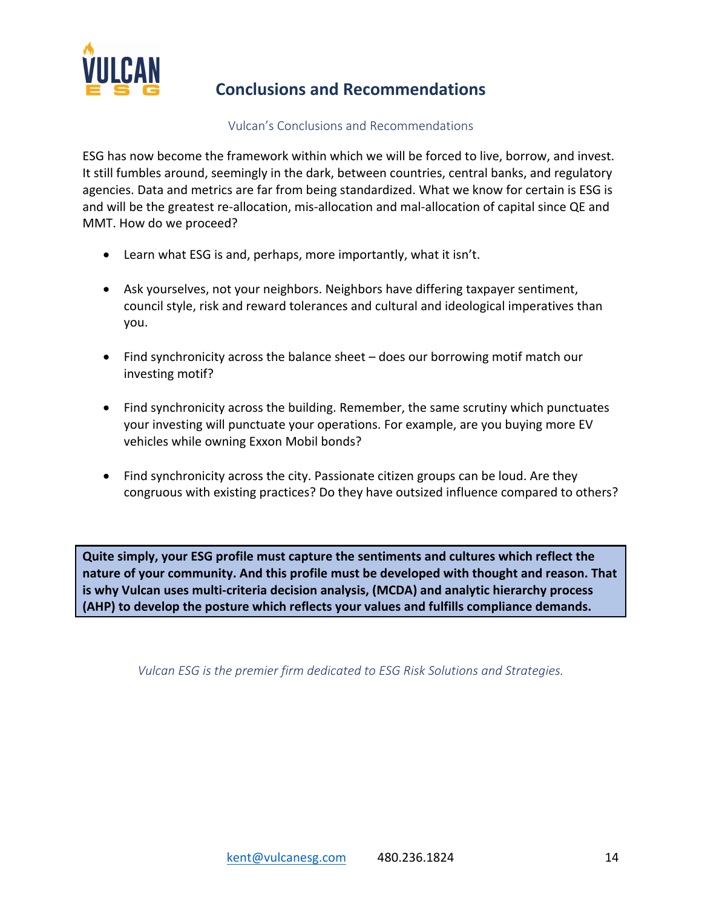## Conclusions and Recommendations

Vulcan's Conclusions and Recommendations

ESG has now become the framework within which we will be forced to live, borrow, and invest. It still fumbles around, seemingly in the dark, between countries, central banks, and regulatory agencies. Data and metrics are far from being standardized. What we know for certain is ESG is and will be the greatest re-allocation, mis-allocation and mal-allocation of capital since QE and MMT. How do we proceed?

- Learn what ESG is and, perhaps, more importantly, what it isn't.
- Ask yourselves, not your neighbors. Neighbors have differing taxpayer sentiment, council style, risk and reward tolerances and cultural and ideological imperatives than you.
- Find synchronicity across the balance sheet – does our borrowing motif match our investing motif?
- Find synchronicity across the building. Remember, the same scrutiny which punctuates your investing will punctuate your operations. For example, are you buying more EV vehicles while owning Exxon Mobil bonds?
- Find synchronicity across the city. Passionate citizen groups can be loud. Are they congruous with existing practices? Do they have outsized influence compared to others?

**Quite simply, your ESG profile must capture the sentiments and cultures which reflect the nature of your community. And this profile must be developed with thought and reason. That is why Vulcan uses multi-criteria decision analysis, (MCDA) and analytic hierarchy process (AHP) to develop the posture which reflects your values and fulfills compliance demands.**

*Vulcan ESG is the premier firm dedicated to ESG Risk Solutions and Strategies.*

kent@vulcanesg.com 480.236.1824